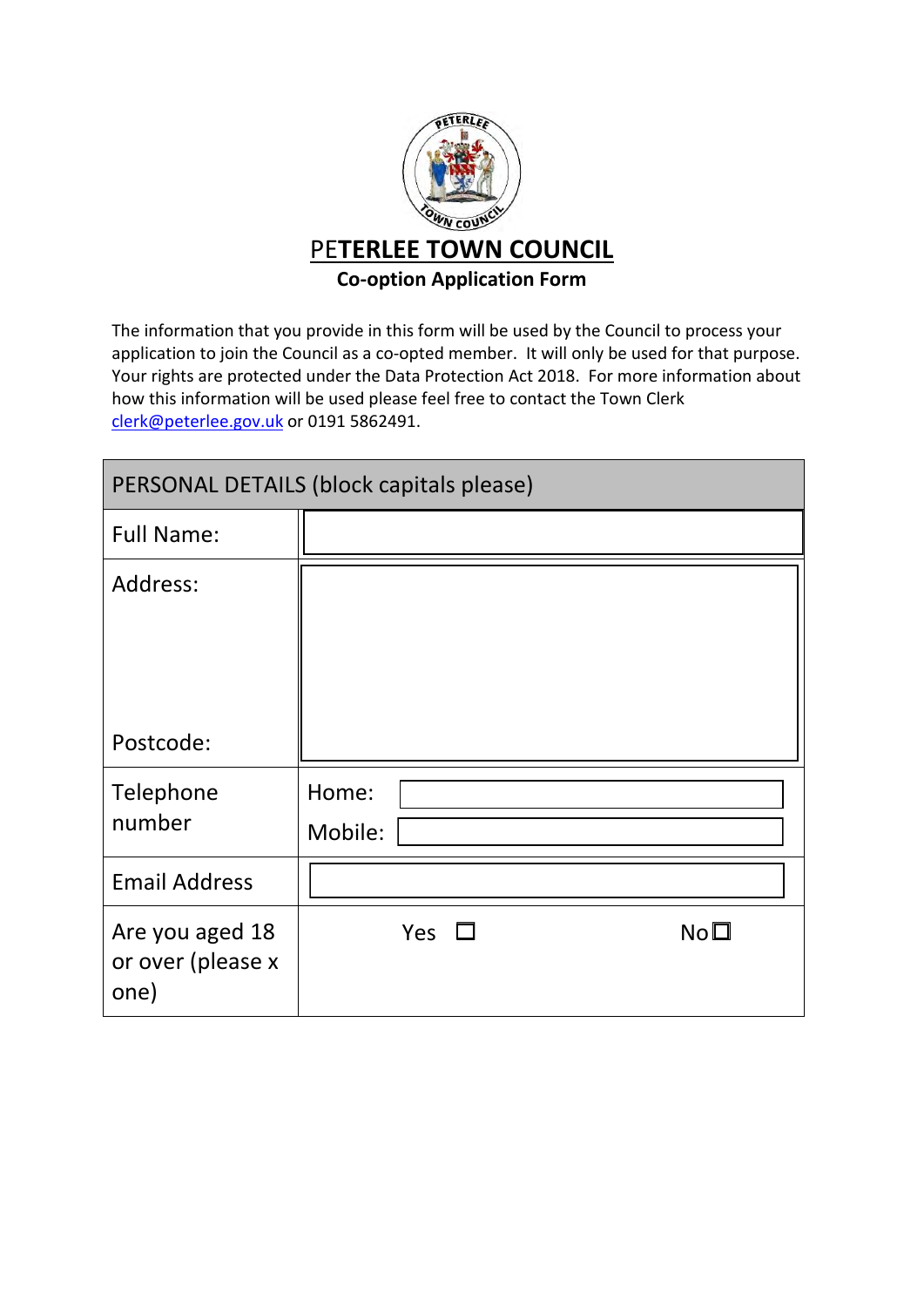# PETERLEE TOWN COUNCIL

**Co-option Application Form**

The information that you provide in this form will be used by the Council to process your application to join the Council as a co-opted member. It will only be used for that purpose. Your rights are protected under the Data Protection Act 2018. For more information about how this information will be used please feel free to contact the Town Clerk clerk@peterlee.gov.uk or 0191 5862491.

| PERSONAL DETAILS (block capitals please) | |
|---|---|
| Full Name: | |
| Address:<br><br>Postcode: | |
| Telephone number | Home:<br>Mobile: |
| Email Address | |
| Are you aged 18 or over (please x one) | Yes ☐ No ☐ |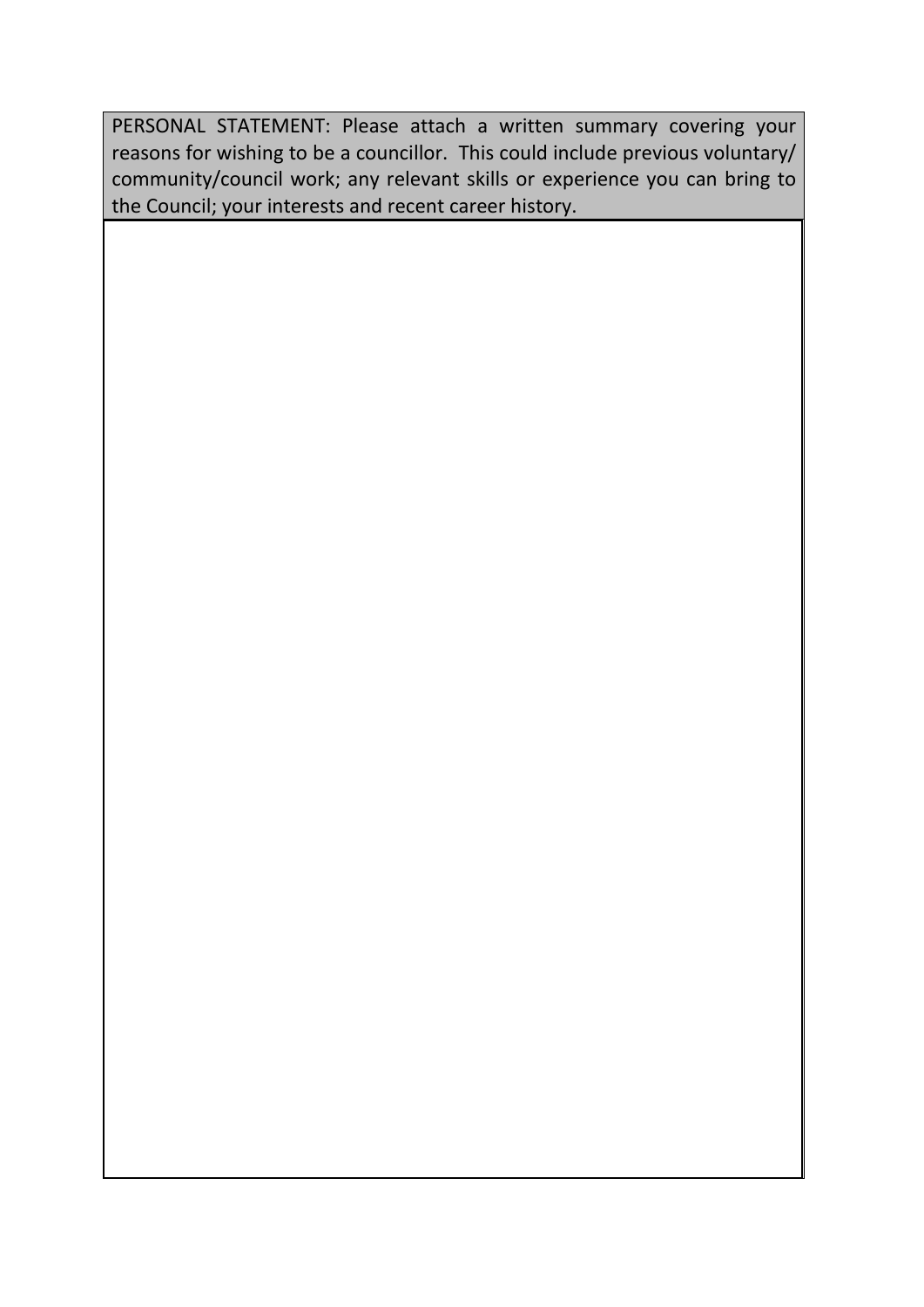| PERSONAL STATEMENT: Please attach a written summary covering your reasons for wishing to be a councillor. This could include previous voluntary/ community/council work; any relevant skills or experience you can bring to the Council; your interests and recent career history. |
| --- |
| |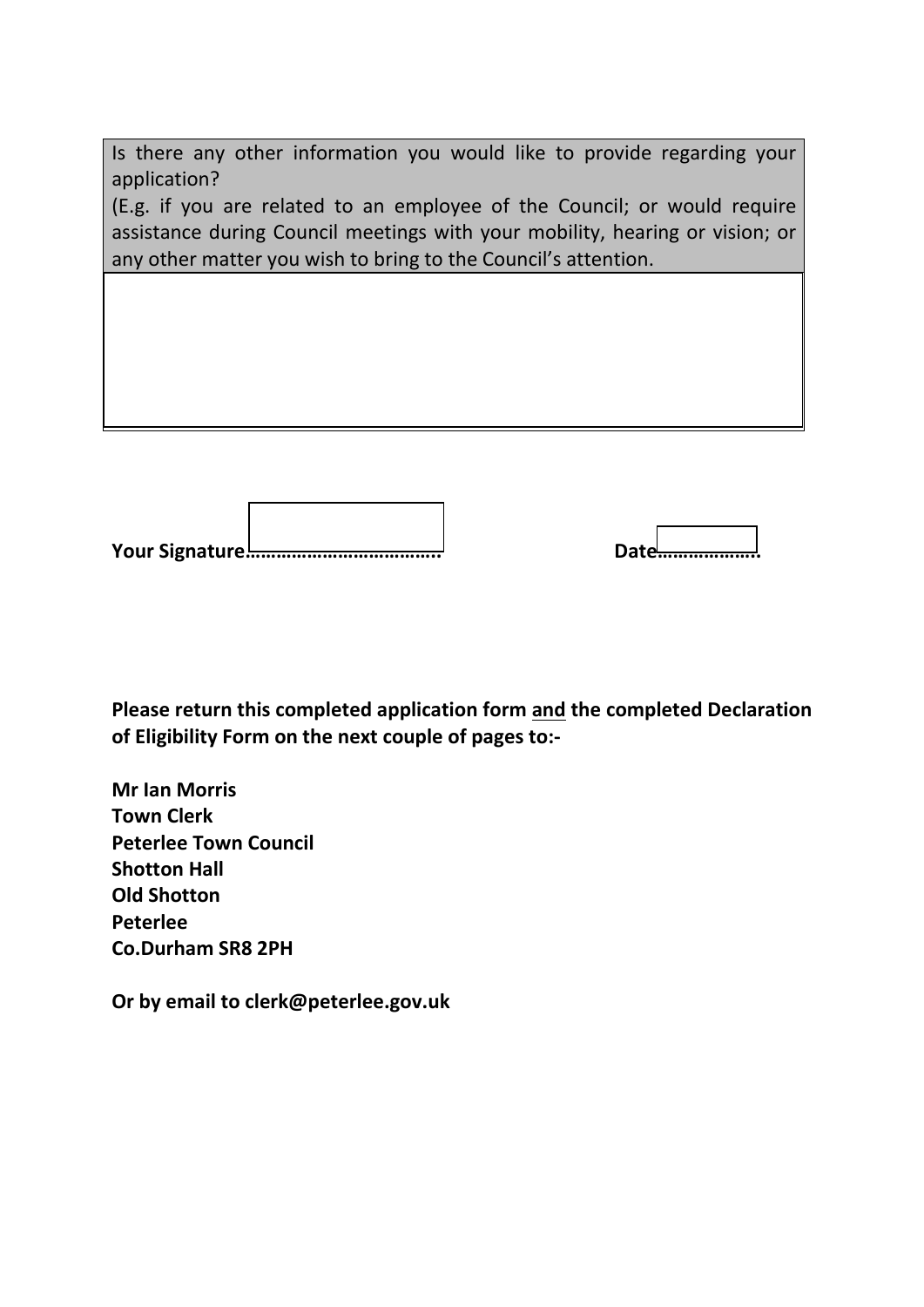| Is there any other information you would like to provide regarding your application? (E.g. if you are related to an employee of the Council; or would require assistance during Council meetings with your mobility, hearing or vision; or any other matter you wish to bring to the Council's attention. |
|---|
| |

**Your Signature………………………………..** **Date……………….**

**Please return this completed application form <u>and</u> the completed Declaration of Eligibility Form on the next couple of pages to:-**

**Mr Ian Morris**
**Town Clerk**
**Peterlee Town Council**
**Shotton Hall**
**Old Shotton**
**Peterlee**
**Co.Durham SR8 2PH**

**Or by email to clerk@peterlee.gov.uk**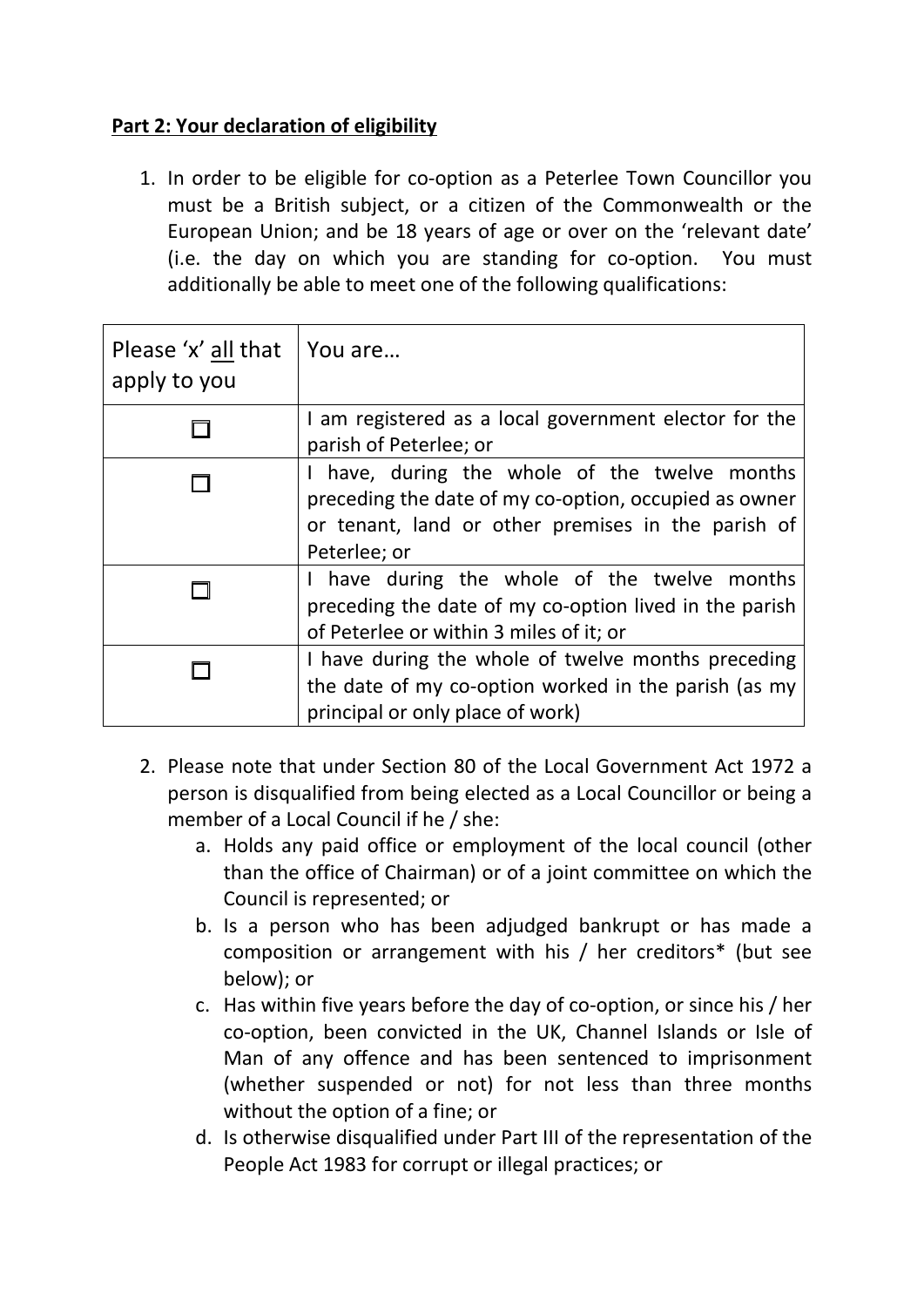**Part 2: Your declaration of eligibility**

1. In order to be eligible for co-option as a Peterlee Town Councillor you must be a British subject, or a citizen of the Commonwealth or the European Union; and be 18 years of age or over on the 'relevant date' (i.e. the day on which you are standing for co-option. You must additionally be able to meet one of the following qualifications:

| Please 'x' <u>all</u> that apply to you | You are… |
|---|---|
| ☐ | I am registered as a local government elector for the parish of Peterlee; or |
| ☐ | I have, during the whole of the twelve months preceding the date of my co-option, occupied as owner or tenant, land or other premises in the parish of Peterlee; or |
| ☐ | I have during the whole of the twelve months preceding the date of my co-option lived in the parish of Peterlee or within 3 miles of it; or |
| ☐ | I have during the whole of twelve months preceding the date of my co-option worked in the parish (as my principal or only place of work) |

2. Please note that under Section 80 of the Local Government Act 1972 a person is disqualified from being elected as a Local Councillor or being a member of a Local Council if he / she:
   a. Holds any paid office or employment of the local council (other than the office of Chairman) or of a joint committee on which the Council is represented; or
   b. Is a person who has been adjudged bankrupt or has made a composition or arrangement with his / her creditors* (but see below); or
   c. Has within five years before the day of co-option, or since his / her co-option, been convicted in the UK, Channel Islands or Isle of Man of any offence and has been sentenced to imprisonment (whether suspended or not) for not less than three months without the option of a fine; or
   d. Is otherwise disqualified under Part III of the representation of the People Act 1983 for corrupt or illegal practices; or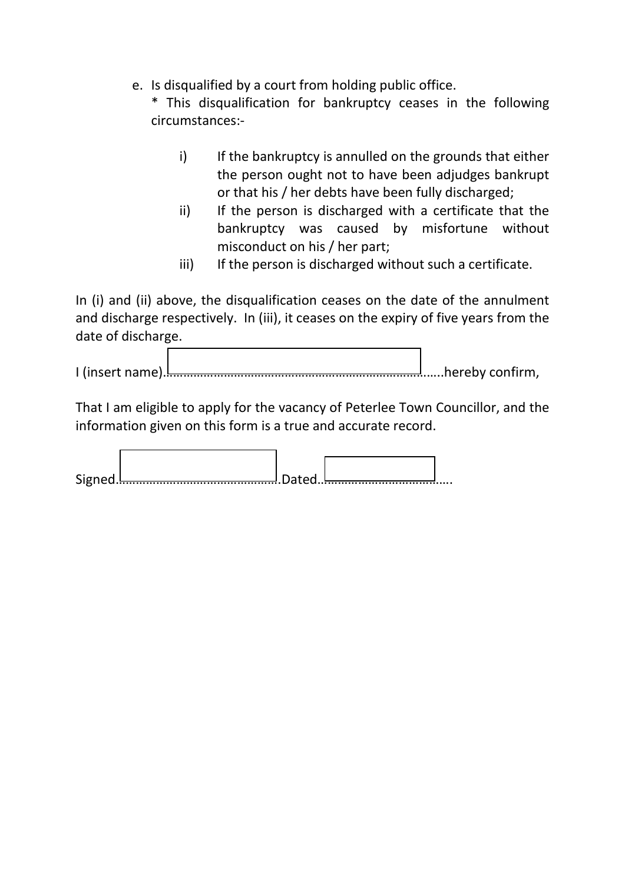e. Is disqualified by a court from holding public office.

   * This disqualification for bankruptcy ceases in the following circumstances:-

   i) If the bankruptcy is annulled on the grounds that either the person ought not to have been adjudges bankrupt or that his / her debts have been fully discharged;
   ii) If the person is discharged with a certificate that the bankruptcy was caused by misfortune without misconduct on his / her part;
   iii) If the person is discharged without such a certificate.

In (i) and (ii) above, the disqualification ceases on the date of the annulment and discharge respectively. In (iii), it ceases on the expiry of five years from the date of discharge.

I (insert name)……………………………………………………………………..hereby confirm,

That I am eligible to apply for the vacancy of Peterlee Town Councillor, and the information given on this form is a true and accurate record.

Signed…………………………………………Dated……………………………….